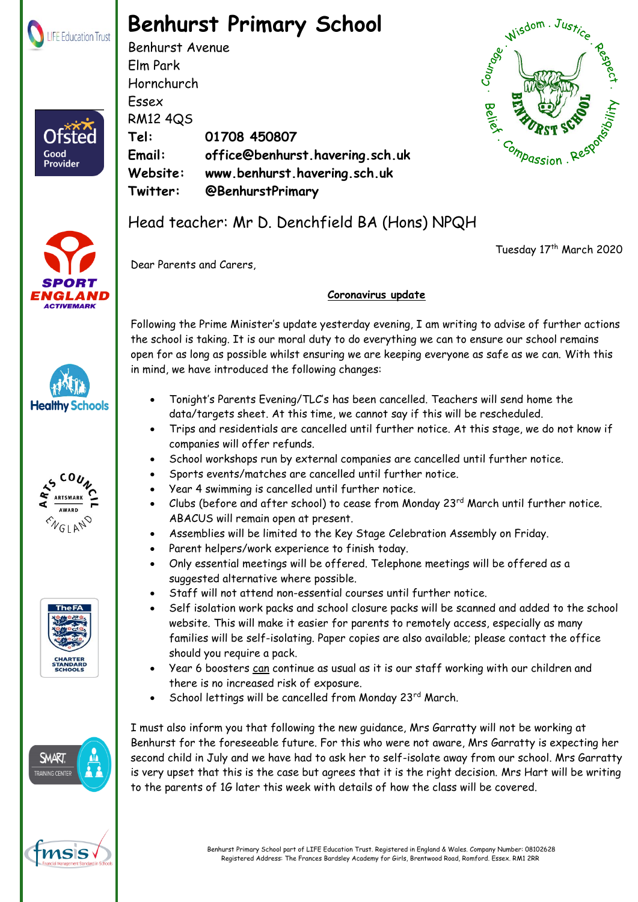# Benhurst Primary School

Benhurst Avenue
Elm Park
Hornchurch
Essex
RM12 4QS

**Tel:** **01708 450807**
**Email:** **office@benhurst.havering.sch.uk**
**Website:** **www.benhurst.havering.sch.uk**
**Twitter:** **@BenhurstPrimary**

Head teacher: Mr D. Denchfield BA (Hons) NPQH

Tuesday 17th March 2020

Dear Parents and Carers,

**Coronavirus update**

Following the Prime Minister's update yesterday evening, I am writing to advise of further actions the school is taking. It is our moral duty to do everything we can to ensure our school remains open for as long as possible whilst ensuring we are keeping everyone as safe as we can. With this in mind, we have introduced the following changes:

- Tonight's Parents Evening/TLC's has been cancelled. Teachers will send home the data/targets sheet. At this time, we cannot say if this will be rescheduled.
- Trips and residentials are cancelled until further notice. At this stage, we do not know if companies will offer refunds.
- School workshops run by external companies are cancelled until further notice.
- Sports events/matches are cancelled until further notice.
- Year 4 swimming is cancelled until further notice.
- Clubs (before and after school) to cease from Monday 23rd March until further notice. ABACUS will remain open at present.
- Assemblies will be limited to the Key Stage Celebration Assembly on Friday.
- Parent helpers/work experience to finish today.
- Only essential meetings will be offered. Telephone meetings will be offered as a suggested alternative where possible.
- Staff will not attend non-essential courses until further notice.
- Self isolation work packs and school closure packs will be scanned and added to the school website. This will make it easier for parents to remotely access, especially as many families will be self-isolating. Paper copies are also available; please contact the office should you require a pack.
- Year 6 boosters can continue as usual as it is our staff working with our children and there is no increased risk of exposure.
- School lettings will be cancelled from Monday 23rd March.

I must also inform you that following the new guidance, Mrs Garratty will not be working at Benhurst for the foreseeable future. For this who were not aware, Mrs Garratty is expecting her second child in July and we have had to ask her to self-isolate away from our school. Mrs Garratty is very upset that this is the case but agrees that it is the right decision. Mrs Hart will be writing to the parents of 1G later this week with details of how the class will be covered.

Benhurst Primary School part of LIFE Education Trust. Registered in England & Wales. Company Number: 08102628
Registered Address: The Frances Bardsley Academy for Girls, Brentwood Road, Romford. Essex. RM1 2RR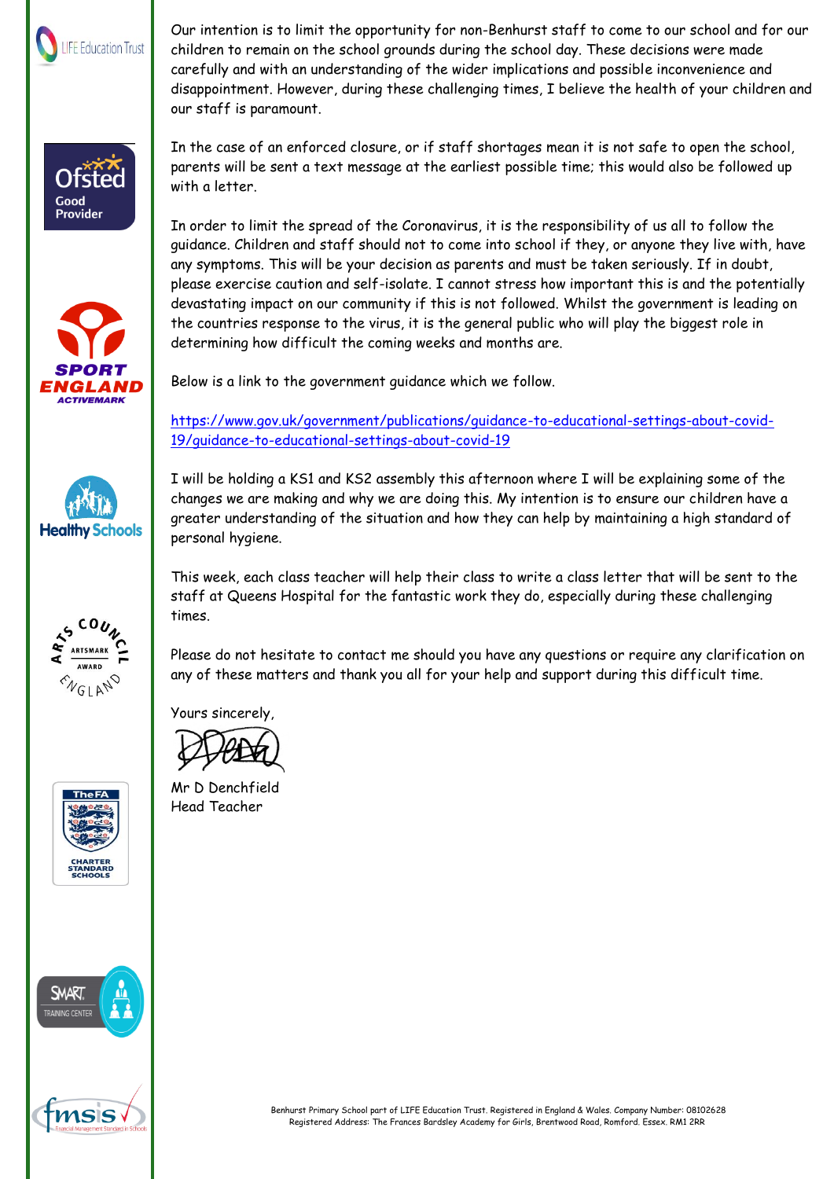Our intention is to limit the opportunity for non-Benhurst staff to come to our school and for our children to remain on the school grounds during the school day. These decisions were made carefully and with an understanding of the wider implications and possible inconvenience and disappointment. However, during these challenging times, I believe the health of your children and our staff is paramount.

In the case of an enforced closure, or if staff shortages mean it is not safe to open the school, parents will be sent a text message at the earliest possible time; this would also be followed up with a letter.

In order to limit the spread of the Coronavirus, it is the responsibility of us all to follow the guidance. Children and staff should not to come into school if they, or anyone they live with, have any symptoms. This will be your decision as parents and must be taken seriously. If in doubt, please exercise caution and self-isolate. I cannot stress how important this is and the potentially devastating impact on our community if this is not followed. Whilst the government is leading on the countries response to the virus, it is the general public who will play the biggest role in determining how difficult the coming weeks and months are.

Below is a link to the government guidance which we follow.

https://www.gov.uk/government/publications/guidance-to-educational-settings-about-covid-19/guidance-to-educational-settings-about-covid-19

I will be holding a KS1 and KS2 assembly this afternoon where I will be explaining some of the changes we are making and why we are doing this. My intention is to ensure our children have a greater understanding of the situation and how they can help by maintaining a high standard of personal hygiene.

This week, each class teacher will help their class to write a class letter that will be sent to the staff at Queens Hospital for the fantastic work they do, especially during these challenging times.

Please do not hesitate to contact me should you have any questions or require any clarification on any of these matters and thank you all for your help and support during this difficult time.

Yours sincerely,

Mr D Denchfield
Head Teacher

Benhurst Primary School part of LIFE Education Trust. Registered in England & Wales. Company Number: 08102628
Registered Address: The Frances Bardsley Academy for Girls, Brentwood Road, Romford. Essex. RM1 2RR